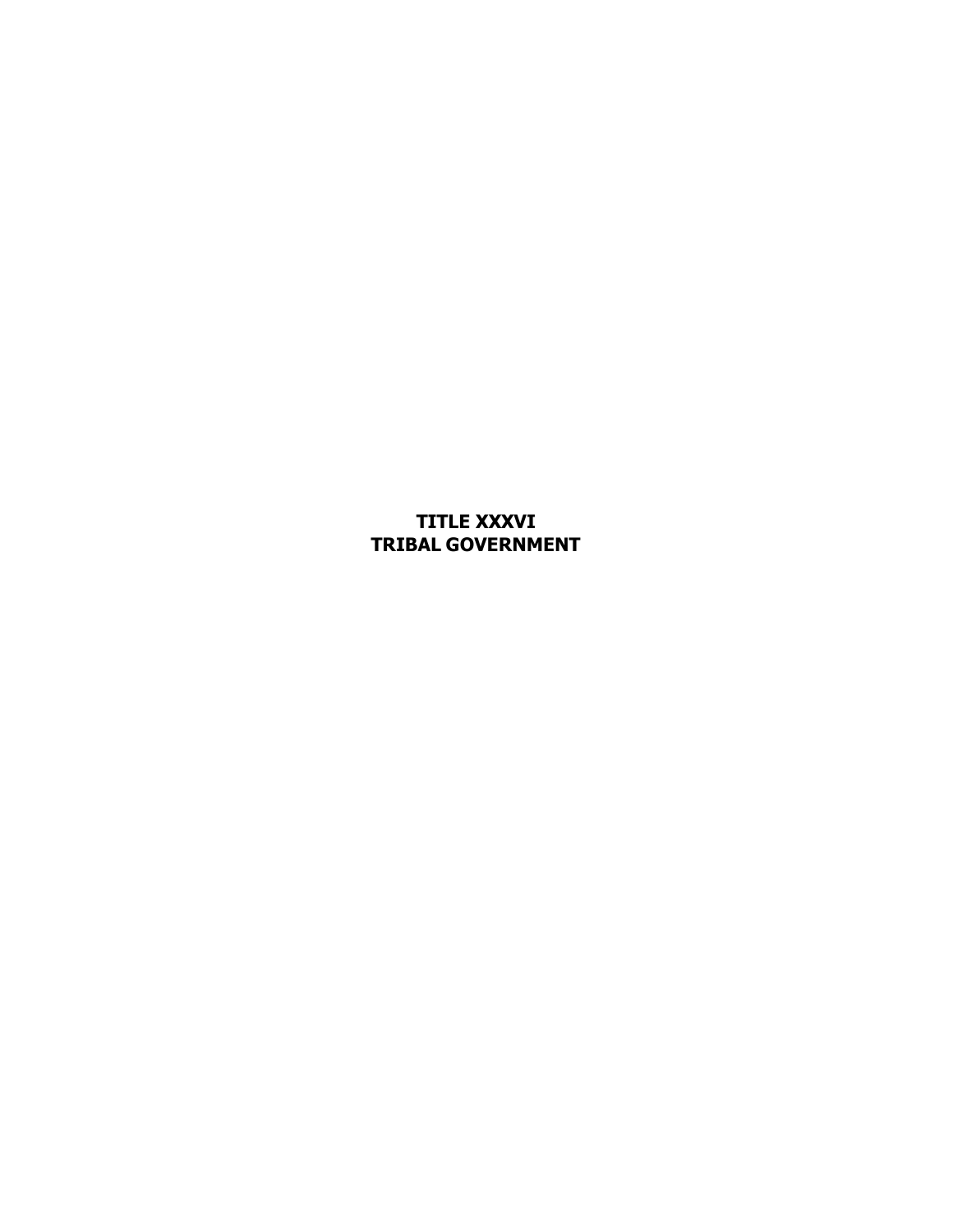# TITLE XXXVI
# TRIBAL GOVERNMENT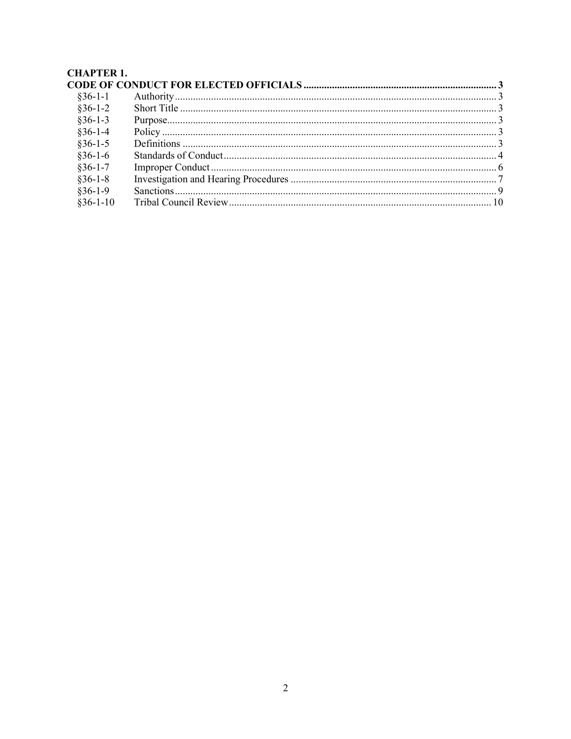**CHAPTER 1.**
**CODE OF CONDUCT FOR ELECTED OFFICIALS .......... 3**

| | | |
|---|---|---|
| §36-1-1 | Authority | 3 |
| §36-1-2 | Short Title | 3 |
| §36-1-3 | Purpose | 3 |
| §36-1-4 | Policy | 3 |
| §36-1-5 | Definitions | 3 |
| §36-1-6 | Standards of Conduct | 4 |
| §36-1-7 | Improper Conduct | 6 |
| §36-1-8 | Investigation and Hearing Procedures | 7 |
| §36-1-9 | Sanctions | 9 |
| §36-1-10 | Tribal Council Review | 10 |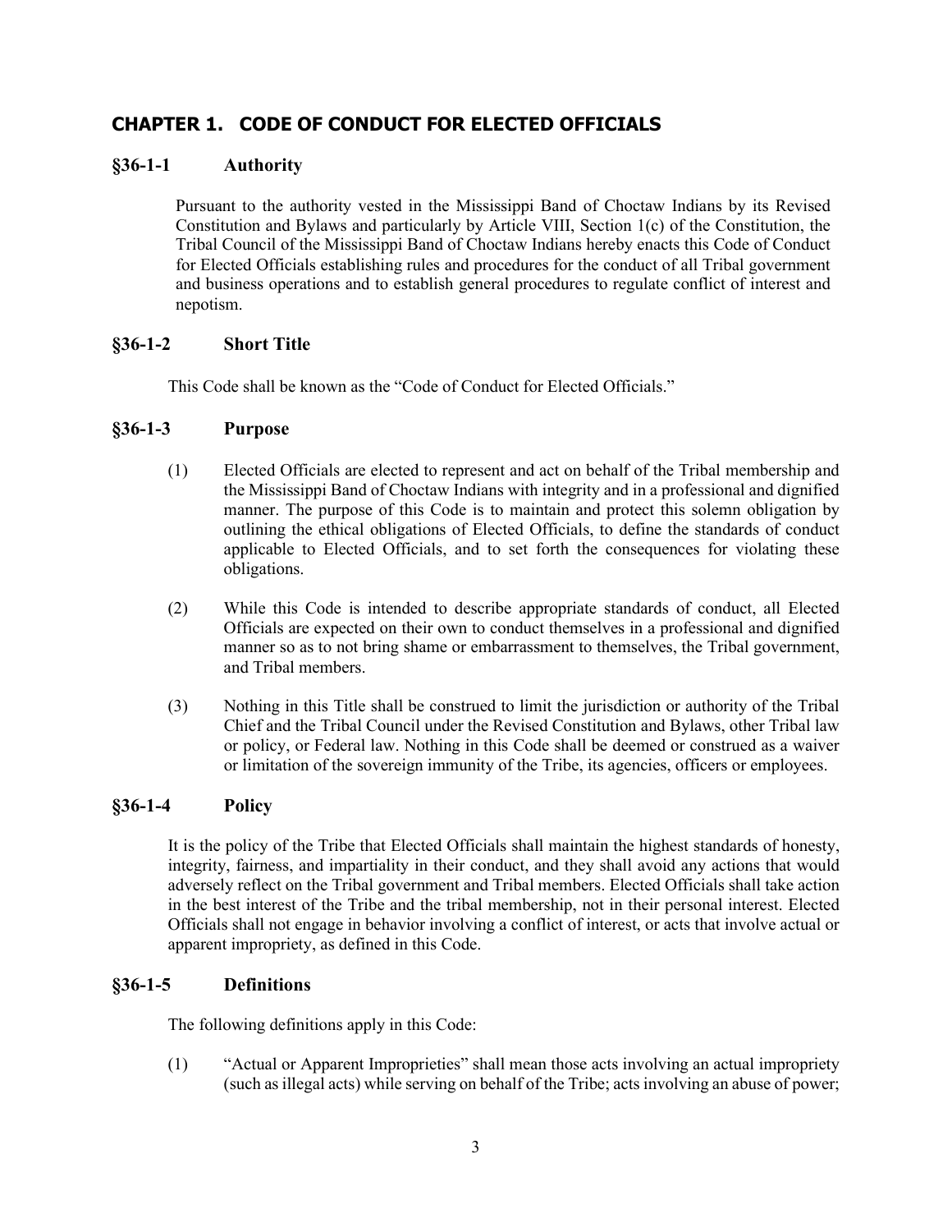## CHAPTER 1. CODE OF CONDUCT FOR ELECTED OFFICIALS

### §36-1-1 Authority

Pursuant to the authority vested in the Mississippi Band of Choctaw Indians by its Revised Constitution and Bylaws and particularly by Article VIII, Section 1(c) of the Constitution, the Tribal Council of the Mississippi Band of Choctaw Indians hereby enacts this Code of Conduct for Elected Officials establishing rules and procedures for the conduct of all Tribal government and business operations and to establish general procedures to regulate conflict of interest and nepotism.

### §36-1-2 Short Title

This Code shall be known as the "Code of Conduct for Elected Officials."

### §36-1-3 Purpose

(1) Elected Officials are elected to represent and act on behalf of the Tribal membership and the Mississippi Band of Choctaw Indians with integrity and in a professional and dignified manner. The purpose of this Code is to maintain and protect this solemn obligation by outlining the ethical obligations of Elected Officials, to define the standards of conduct applicable to Elected Officials, and to set forth the consequences for violating these obligations.

(2) While this Code is intended to describe appropriate standards of conduct, all Elected Officials are expected on their own to conduct themselves in a professional and dignified manner so as to not bring shame or embarrassment to themselves, the Tribal government, and Tribal members.

(3) Nothing in this Title shall be construed to limit the jurisdiction or authority of the Tribal Chief and the Tribal Council under the Revised Constitution and Bylaws, other Tribal law or policy, or Federal law. Nothing in this Code shall be deemed or construed as a waiver or limitation of the sovereign immunity of the Tribe, its agencies, officers or employees.

### §36-1-4 Policy

It is the policy of the Tribe that Elected Officials shall maintain the highest standards of honesty, integrity, fairness, and impartiality in their conduct, and they shall avoid any actions that would adversely reflect on the Tribal government and Tribal members. Elected Officials shall take action in the best interest of the Tribe and the tribal membership, not in their personal interest. Elected Officials shall not engage in behavior involving a conflict of interest, or acts that involve actual or apparent impropriety, as defined in this Code.

### §36-1-5 Definitions

The following definitions apply in this Code:

(1) "Actual or Apparent Improprieties" shall mean those acts involving an actual impropriety (such as illegal acts) while serving on behalf of the Tribe; acts involving an abuse of power;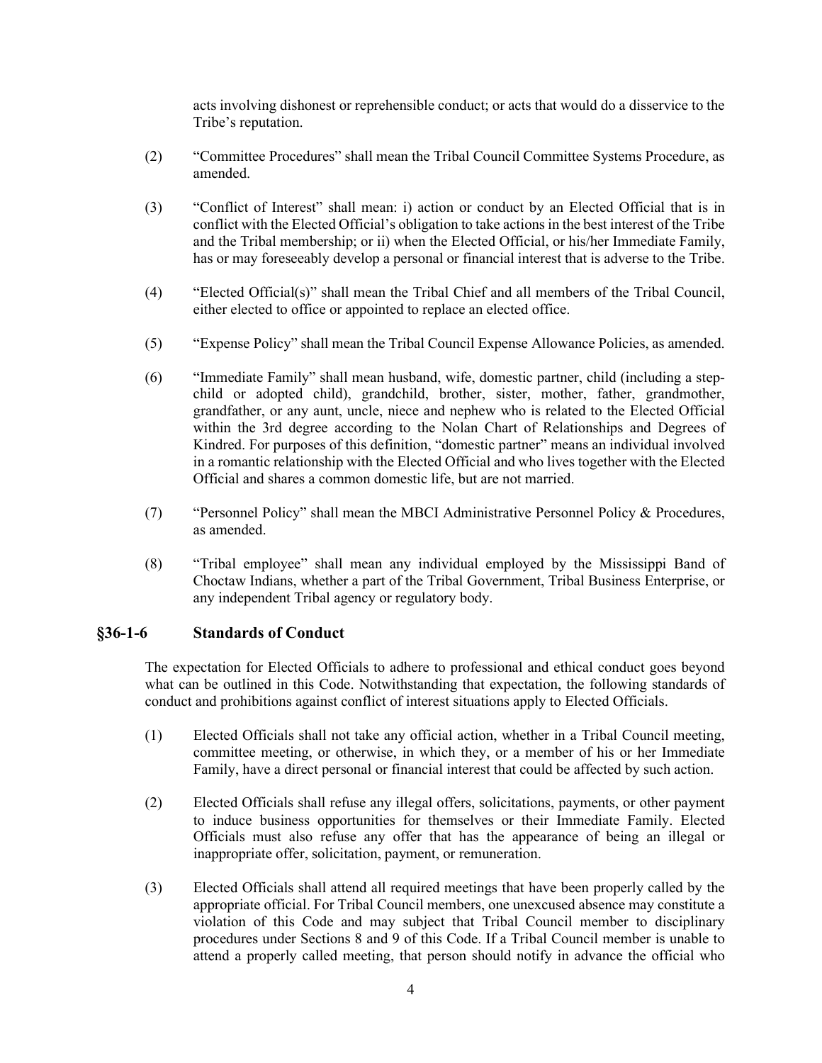acts involving dishonest or reprehensible conduct; or acts that would do a disservice to the Tribe's reputation.

(2) "Committee Procedures" shall mean the Tribal Council Committee Systems Procedure, as amended.

(3) "Conflict of Interest" shall mean: i) action or conduct by an Elected Official that is in conflict with the Elected Official's obligation to take actions in the best interest of the Tribe and the Tribal membership; or ii) when the Elected Official, or his/her Immediate Family, has or may foreseeably develop a personal or financial interest that is adverse to the Tribe.

(4) "Elected Official(s)" shall mean the Tribal Chief and all members of the Tribal Council, either elected to office or appointed to replace an elected office.

(5) "Expense Policy" shall mean the Tribal Council Expense Allowance Policies, as amended.

(6) "Immediate Family" shall mean husband, wife, domestic partner, child (including a step-child or adopted child), grandchild, brother, sister, mother, father, grandmother, grandfather, or any aunt, uncle, niece and nephew who is related to the Elected Official within the 3rd degree according to the Nolan Chart of Relationships and Degrees of Kindred. For purposes of this definition, "domestic partner" means an individual involved in a romantic relationship with the Elected Official and who lives together with the Elected Official and shares a common domestic life, but are not married.

(7) "Personnel Policy" shall mean the MBCI Administrative Personnel Policy & Procedures, as amended.

(8) "Tribal employee" shall mean any individual employed by the Mississippi Band of Choctaw Indians, whether a part of the Tribal Government, Tribal Business Enterprise, or any independent Tribal agency or regulatory body.

## §36-1-6 Standards of Conduct

The expectation for Elected Officials to adhere to professional and ethical conduct goes beyond what can be outlined in this Code. Notwithstanding that expectation, the following standards of conduct and prohibitions against conflict of interest situations apply to Elected Officials.

(1) Elected Officials shall not take any official action, whether in a Tribal Council meeting, committee meeting, or otherwise, in which they, or a member of his or her Immediate Family, have a direct personal or financial interest that could be affected by such action.

(2) Elected Officials shall refuse any illegal offers, solicitations, payments, or other payment to induce business opportunities for themselves or their Immediate Family. Elected Officials must also refuse any offer that has the appearance of being an illegal or inappropriate offer, solicitation, payment, or remuneration.

(3) Elected Officials shall attend all required meetings that have been properly called by the appropriate official. For Tribal Council members, one unexcused absence may constitute a violation of this Code and may subject that Tribal Council member to disciplinary procedures under Sections 8 and 9 of this Code. If a Tribal Council member is unable to attend a properly called meeting, that person should notify in advance the official who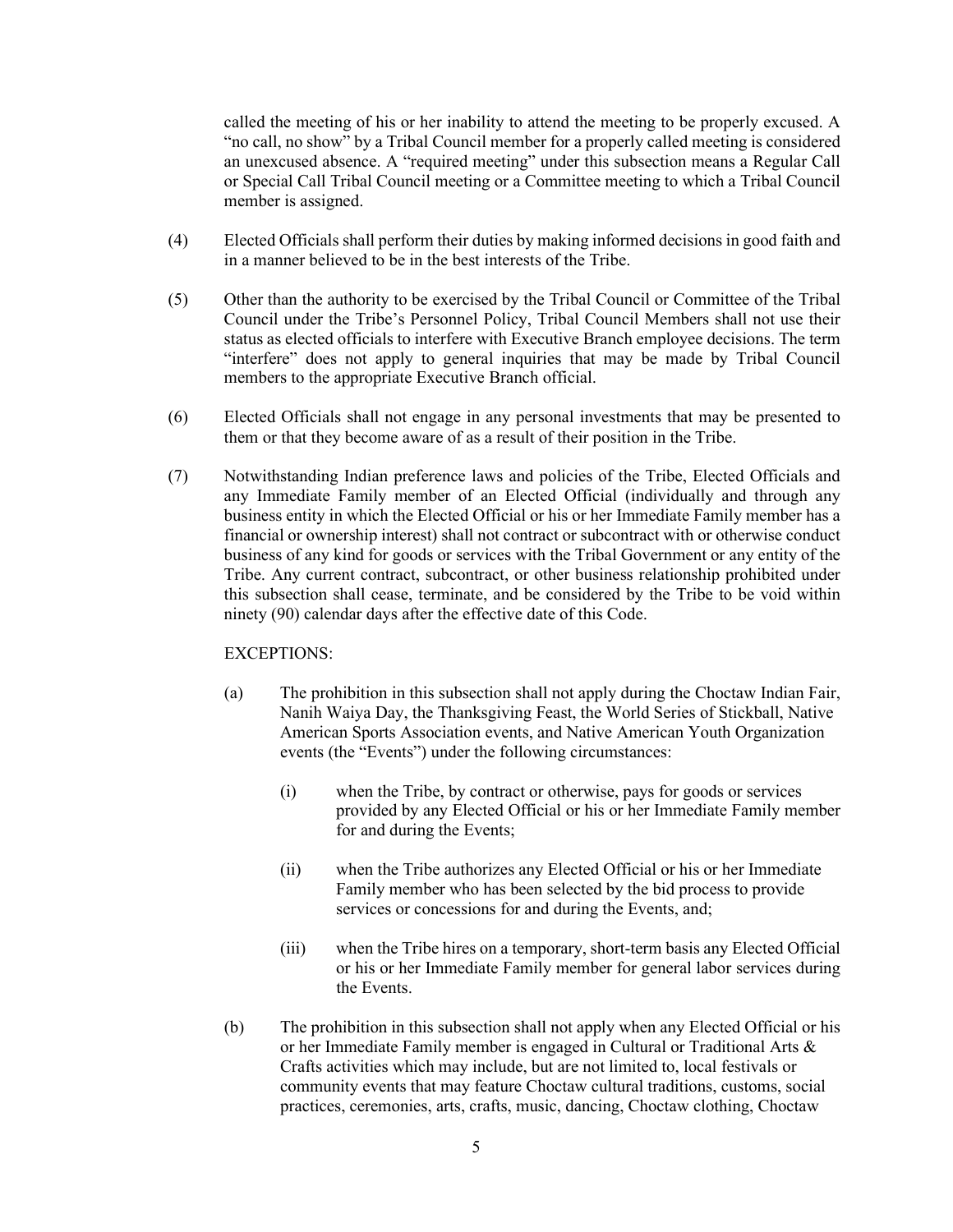called the meeting of his or her inability to attend the meeting to be properly excused. A "no call, no show" by a Tribal Council member for a properly called meeting is considered an unexcused absence. A "required meeting" under this subsection means a Regular Call or Special Call Tribal Council meeting or a Committee meeting to which a Tribal Council member is assigned.

(4) Elected Officials shall perform their duties by making informed decisions in good faith and in a manner believed to be in the best interests of the Tribe.

(5) Other than the authority to be exercised by the Tribal Council or Committee of the Tribal Council under the Tribe's Personnel Policy, Tribal Council Members shall not use their status as elected officials to interfere with Executive Branch employee decisions. The term "interfere" does not apply to general inquiries that may be made by Tribal Council members to the appropriate Executive Branch official.

(6) Elected Officials shall not engage in any personal investments that may be presented to them or that they become aware of as a result of their position in the Tribe.

(7) Notwithstanding Indian preference laws and policies of the Tribe, Elected Officials and any Immediate Family member of an Elected Official (individually and through any business entity in which the Elected Official or his or her Immediate Family member has a financial or ownership interest) shall not contract or subcontract with or otherwise conduct business of any kind for goods or services with the Tribal Government or any entity of the Tribe. Any current contract, subcontract, or other business relationship prohibited under this subsection shall cease, terminate, and be considered by the Tribe to be void within ninety (90) calendar days after the effective date of this Code.

EXCEPTIONS:

(a) The prohibition in this subsection shall not apply during the Choctaw Indian Fair, Nanih Waiya Day, the Thanksgiving Feast, the World Series of Stickball, Native American Sports Association events, and Native American Youth Organization events (the "Events") under the following circumstances:

(i) when the Tribe, by contract or otherwise, pays for goods or services provided by any Elected Official or his or her Immediate Family member for and during the Events;

(ii) when the Tribe authorizes any Elected Official or his or her Immediate Family member who has been selected by the bid process to provide services or concessions for and during the Events, and;

(iii) when the Tribe hires on a temporary, short-term basis any Elected Official or his or her Immediate Family member for general labor services during the Events.

(b) The prohibition in this subsection shall not apply when any Elected Official or his or her Immediate Family member is engaged in Cultural or Traditional Arts & Crafts activities which may include, but are not limited to, local festivals or community events that may feature Choctaw cultural traditions, customs, social practices, ceremonies, arts, crafts, music, dancing, Choctaw clothing, Choctaw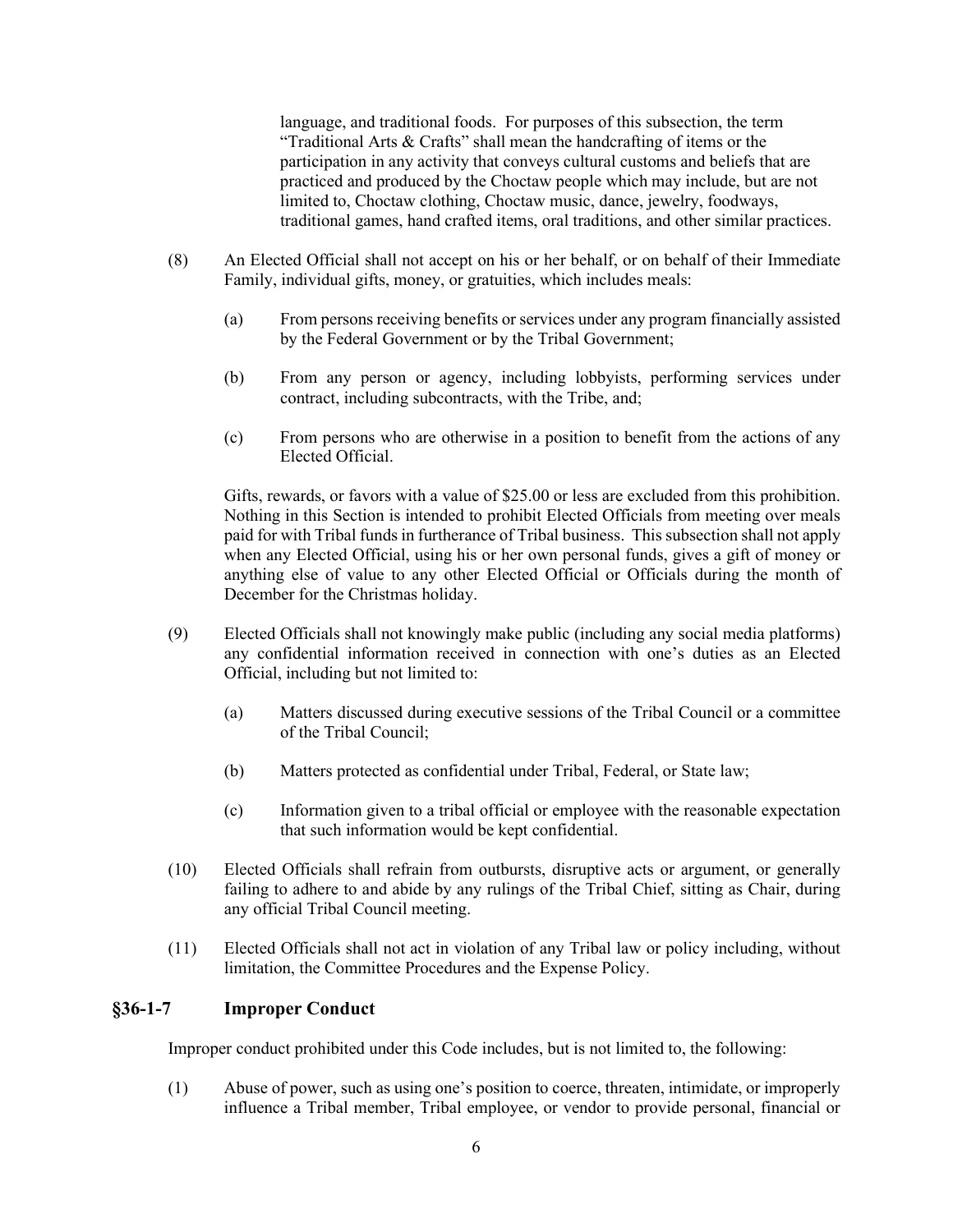language, and traditional foods. For purposes of this subsection, the term "Traditional Arts & Crafts" shall mean the handcrafting of items or the participation in any activity that conveys cultural customs and beliefs that are practiced and produced by the Choctaw people which may include, but are not limited to, Choctaw clothing, Choctaw music, dance, jewelry, foodways, traditional games, hand crafted items, oral traditions, and other similar practices.

(8) An Elected Official shall not accept on his or her behalf, or on behalf of their Immediate Family, individual gifts, money, or gratuities, which includes meals:

(a) From persons receiving benefits or services under any program financially assisted by the Federal Government or by the Tribal Government;

(b) From any person or agency, including lobbyists, performing services under contract, including subcontracts, with the Tribe, and;

(c) From persons who are otherwise in a position to benefit from the actions of any Elected Official.

Gifts, rewards, or favors with a value of $25.00 or less are excluded from this prohibition. Nothing in this Section is intended to prohibit Elected Officials from meeting over meals paid for with Tribal funds in furtherance of Tribal business. This subsection shall not apply when any Elected Official, using his or her own personal funds, gives a gift of money or anything else of value to any other Elected Official or Officials during the month of December for the Christmas holiday.

(9) Elected Officials shall not knowingly make public (including any social media platforms) any confidential information received in connection with one's duties as an Elected Official, including but not limited to:

(a) Matters discussed during executive sessions of the Tribal Council or a committee of the Tribal Council;

(b) Matters protected as confidential under Tribal, Federal, or State law;

(c) Information given to a tribal official or employee with the reasonable expectation that such information would be kept confidential.

(10) Elected Officials shall refrain from outbursts, disruptive acts or argument, or generally failing to adhere to and abide by any rulings of the Tribal Chief, sitting as Chair, during any official Tribal Council meeting.

(11) Elected Officials shall not act in violation of any Tribal law or policy including, without limitation, the Committee Procedures and the Expense Policy.

## §36-1-7 Improper Conduct

Improper conduct prohibited under this Code includes, but is not limited to, the following:

(1) Abuse of power, such as using one's position to coerce, threaten, intimidate, or improperly influence a Tribal member, Tribal employee, or vendor to provide personal, financial or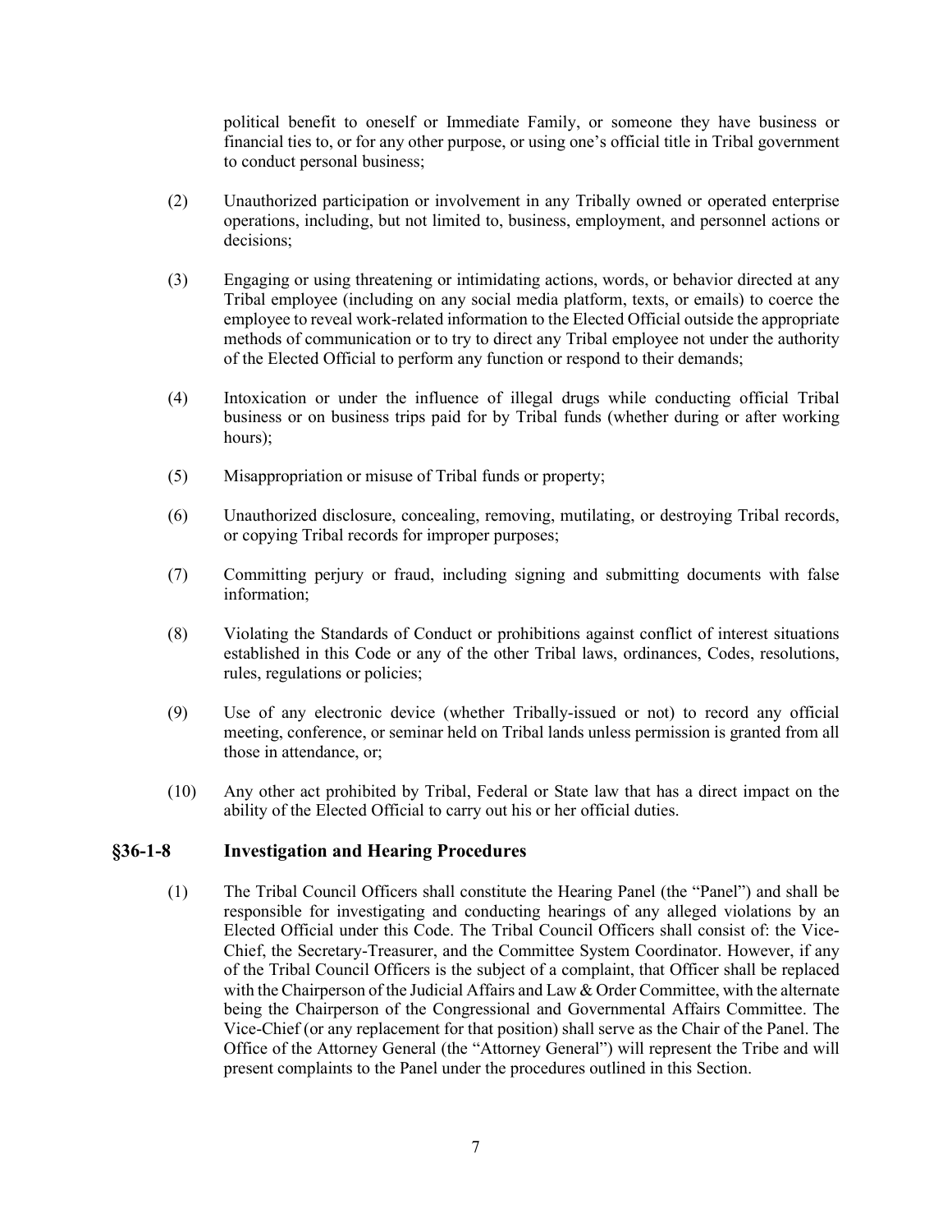political benefit to oneself or Immediate Family, or someone they have business or financial ties to, or for any other purpose, or using one's official title in Tribal government to conduct personal business;

(2) Unauthorized participation or involvement in any Tribally owned or operated enterprise operations, including, but not limited to, business, employment, and personnel actions or decisions;

(3) Engaging or using threatening or intimidating actions, words, or behavior directed at any Tribal employee (including on any social media platform, texts, or emails) to coerce the employee to reveal work-related information to the Elected Official outside the appropriate methods of communication or to try to direct any Tribal employee not under the authority of the Elected Official to perform any function or respond to their demands;

(4) Intoxication or under the influence of illegal drugs while conducting official Tribal business or on business trips paid for by Tribal funds (whether during or after working hours);

(5) Misappropriation or misuse of Tribal funds or property;

(6) Unauthorized disclosure, concealing, removing, mutilating, or destroying Tribal records, or copying Tribal records for improper purposes;

(7) Committing perjury or fraud, including signing and submitting documents with false information;

(8) Violating the Standards of Conduct or prohibitions against conflict of interest situations established in this Code or any of the other Tribal laws, ordinances, Codes, resolutions, rules, regulations or policies;

(9) Use of any electronic device (whether Tribally-issued or not) to record any official meeting, conference, or seminar held on Tribal lands unless permission is granted from all those in attendance, or;

(10) Any other act prohibited by Tribal, Federal or State law that has a direct impact on the ability of the Elected Official to carry out his or her official duties.

## §36-1-8 Investigation and Hearing Procedures

(1) The Tribal Council Officers shall constitute the Hearing Panel (the "Panel") and shall be responsible for investigating and conducting hearings of any alleged violations by an Elected Official under this Code. The Tribal Council Officers shall consist of: the Vice-Chief, the Secretary-Treasurer, and the Committee System Coordinator. However, if any of the Tribal Council Officers is the subject of a complaint, that Officer shall be replaced with the Chairperson of the Judicial Affairs and Law & Order Committee, with the alternate being the Chairperson of the Congressional and Governmental Affairs Committee. The Vice-Chief (or any replacement for that position) shall serve as the Chair of the Panel. The Office of the Attorney General (the "Attorney General") will represent the Tribe and will present complaints to the Panel under the procedures outlined in this Section.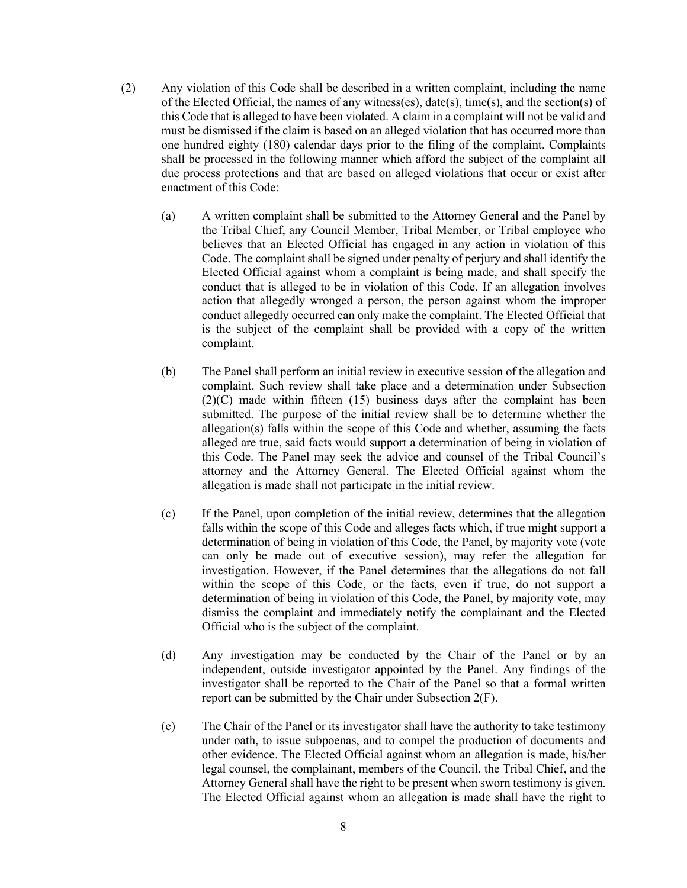(2) Any violation of this Code shall be described in a written complaint, including the name of the Elected Official, the names of any witness(es), date(s), time(s), and the section(s) of this Code that is alleged to have been violated. A claim in a complaint will not be valid and must be dismissed if the claim is based on an alleged violation that has occurred more than one hundred eighty (180) calendar days prior to the filing of the complaint. Complaints shall be processed in the following manner which afford the subject of the complaint all due process protections and that are based on alleged violations that occur or exist after enactment of this Code:

(a) A written complaint shall be submitted to the Attorney General and the Panel by the Tribal Chief, any Council Member, Tribal Member, or Tribal employee who believes that an Elected Official has engaged in any action in violation of this Code. The complaint shall be signed under penalty of perjury and shall identify the Elected Official against whom a complaint is being made, and shall specify the conduct that is alleged to be in violation of this Code. If an allegation involves action that allegedly wronged a person, the person against whom the improper conduct allegedly occurred can only make the complaint. The Elected Official that is the subject of the complaint shall be provided with a copy of the written complaint.

(b) The Panel shall perform an initial review in executive session of the allegation and complaint. Such review shall take place and a determination under Subsection (2)(C) made within fifteen (15) business days after the complaint has been submitted. The purpose of the initial review shall be to determine whether the allegation(s) falls within the scope of this Code and whether, assuming the facts alleged are true, said facts would support a determination of being in violation of this Code. The Panel may seek the advice and counsel of the Tribal Council's attorney and the Attorney General. The Elected Official against whom the allegation is made shall not participate in the initial review.

(c) If the Panel, upon completion of the initial review, determines that the allegation falls within the scope of this Code and alleges facts which, if true might support a determination of being in violation of this Code, the Panel, by majority vote (vote can only be made out of executive session), may refer the allegation for investigation. However, if the Panel determines that the allegations do not fall within the scope of this Code, or the facts, even if true, do not support a determination of being in violation of this Code, the Panel, by majority vote, may dismiss the complaint and immediately notify the complainant and the Elected Official who is the subject of the complaint.

(d) Any investigation may be conducted by the Chair of the Panel or by an independent, outside investigator appointed by the Panel. Any findings of the investigator shall be reported to the Chair of the Panel so that a formal written report can be submitted by the Chair under Subsection 2(F).

(e) The Chair of the Panel or its investigator shall have the authority to take testimony under oath, to issue subpoenas, and to compel the production of documents and other evidence. The Elected Official against whom an allegation is made, his/her legal counsel, the complainant, members of the Council, the Tribal Chief, and the Attorney General shall have the right to be present when sworn testimony is given. The Elected Official against whom an allegation is made shall have the right to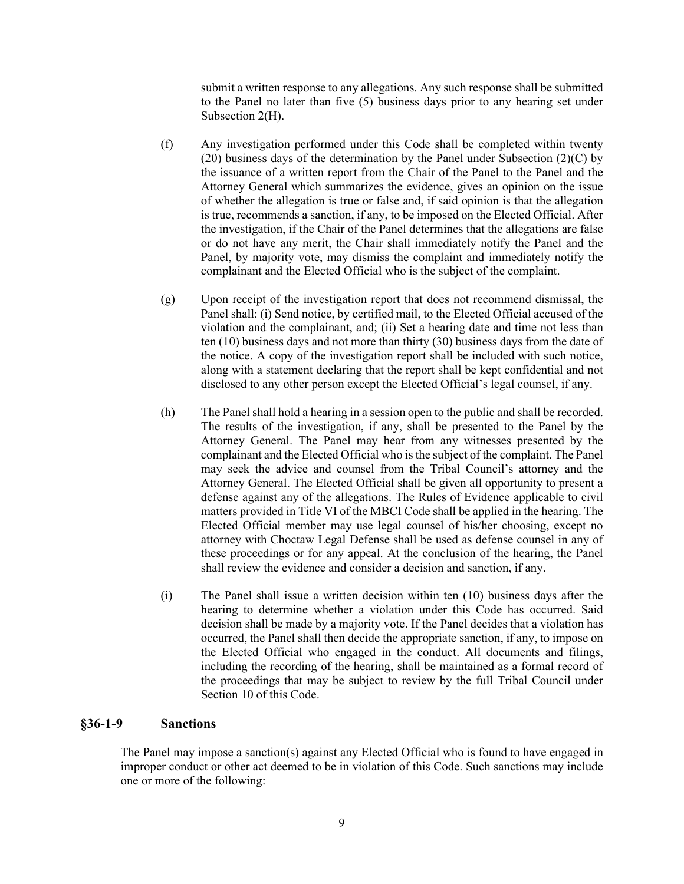submit a written response to any allegations. Any such response shall be submitted to the Panel no later than five (5) business days prior to any hearing set under Subsection 2(H).

(f) Any investigation performed under this Code shall be completed within twenty (20) business days of the determination by the Panel under Subsection (2)(C) by the issuance of a written report from the Chair of the Panel to the Panel and the Attorney General which summarizes the evidence, gives an opinion on the issue of whether the allegation is true or false and, if said opinion is that the allegation is true, recommends a sanction, if any, to be imposed on the Elected Official. After the investigation, if the Chair of the Panel determines that the allegations are false or do not have any merit, the Chair shall immediately notify the Panel and the Panel, by majority vote, may dismiss the complaint and immediately notify the complainant and the Elected Official who is the subject of the complaint.

(g) Upon receipt of the investigation report that does not recommend dismissal, the Panel shall: (i) Send notice, by certified mail, to the Elected Official accused of the violation and the complainant, and; (ii) Set a hearing date and time not less than ten (10) business days and not more than thirty (30) business days from the date of the notice. A copy of the investigation report shall be included with such notice, along with a statement declaring that the report shall be kept confidential and not disclosed to any other person except the Elected Official's legal counsel, if any.

(h) The Panel shall hold a hearing in a session open to the public and shall be recorded. The results of the investigation, if any, shall be presented to the Panel by the Attorney General. The Panel may hear from any witnesses presented by the complainant and the Elected Official who is the subject of the complaint. The Panel may seek the advice and counsel from the Tribal Council's attorney and the Attorney General. The Elected Official shall be given all opportunity to present a defense against any of the allegations. The Rules of Evidence applicable to civil matters provided in Title VI of the MBCI Code shall be applied in the hearing. The Elected Official member may use legal counsel of his/her choosing, except no attorney with Choctaw Legal Defense shall be used as defense counsel in any of these proceedings or for any appeal. At the conclusion of the hearing, the Panel shall review the evidence and consider a decision and sanction, if any.

(i) The Panel shall issue a written decision within ten (10) business days after the hearing to determine whether a violation under this Code has occurred. Said decision shall be made by a majority vote. If the Panel decides that a violation has occurred, the Panel shall then decide the appropriate sanction, if any, to impose on the Elected Official who engaged in the conduct. All documents and filings, including the recording of the hearing, shall be maintained as a formal record of the proceedings that may be subject to review by the full Tribal Council under Section 10 of this Code.

## §36-1-9 Sanctions

The Panel may impose a sanction(s) against any Elected Official who is found to have engaged in improper conduct or other act deemed to be in violation of this Code. Such sanctions may include one or more of the following: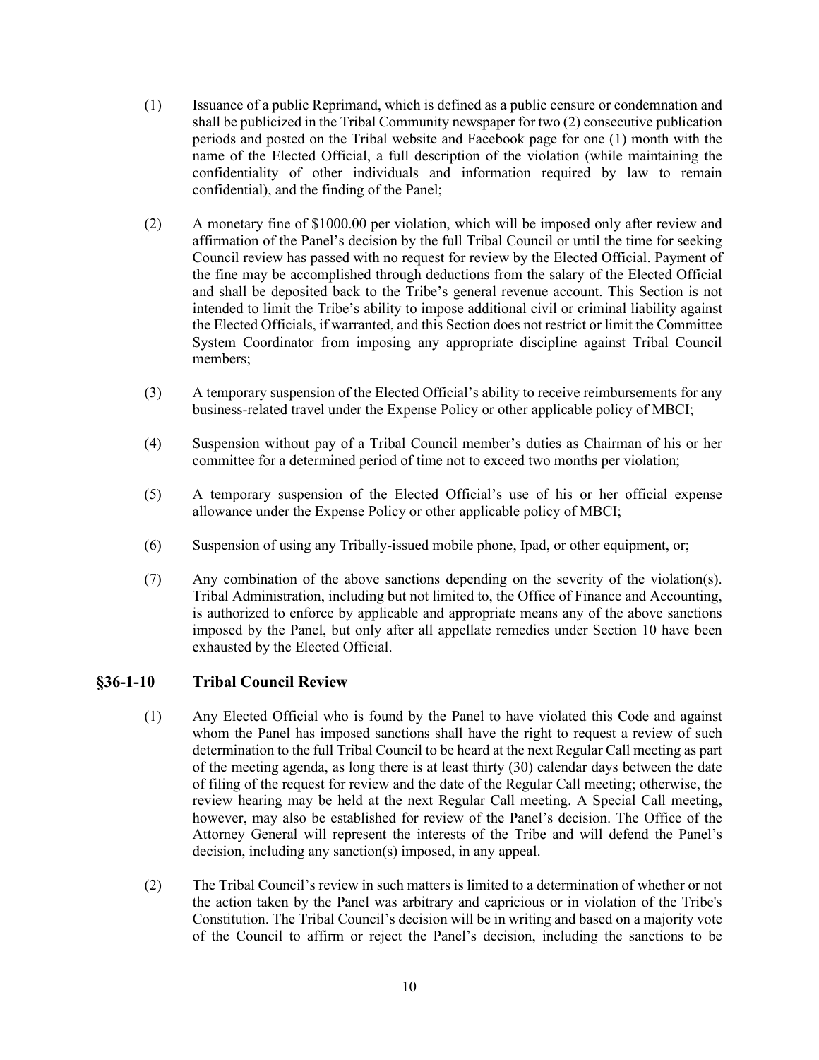(1) Issuance of a public Reprimand, which is defined as a public censure or condemnation and shall be publicized in the Tribal Community newspaper for two (2) consecutive publication periods and posted on the Tribal website and Facebook page for one (1) month with the name of the Elected Official, a full description of the violation (while maintaining the confidentiality of other individuals and information required by law to remain confidential), and the finding of the Panel;

(2) A monetary fine of $1000.00 per violation, which will be imposed only after review and affirmation of the Panel's decision by the full Tribal Council or until the time for seeking Council review has passed with no request for review by the Elected Official. Payment of the fine may be accomplished through deductions from the salary of the Elected Official and shall be deposited back to the Tribe's general revenue account. This Section is not intended to limit the Tribe's ability to impose additional civil or criminal liability against the Elected Officials, if warranted, and this Section does not restrict or limit the Committee System Coordinator from imposing any appropriate discipline against Tribal Council members;

(3) A temporary suspension of the Elected Official's ability to receive reimbursements for any business-related travel under the Expense Policy or other applicable policy of MBCI;

(4) Suspension without pay of a Tribal Council member's duties as Chairman of his or her committee for a determined period of time not to exceed two months per violation;

(5) A temporary suspension of the Elected Official's use of his or her official expense allowance under the Expense Policy or other applicable policy of MBCI;

(6) Suspension of using any Tribally-issued mobile phone, Ipad, or other equipment, or;

(7) Any combination of the above sanctions depending on the severity of the violation(s). Tribal Administration, including but not limited to, the Office of Finance and Accounting, is authorized to enforce by applicable and appropriate means any of the above sanctions imposed by the Panel, but only after all appellate remedies under Section 10 have been exhausted by the Elected Official.

## §36-1-10 Tribal Council Review

(1) Any Elected Official who is found by the Panel to have violated this Code and against whom the Panel has imposed sanctions shall have the right to request a review of such determination to the full Tribal Council to be heard at the next Regular Call meeting as part of the meeting agenda, as long there is at least thirty (30) calendar days between the date of filing of the request for review and the date of the Regular Call meeting; otherwise, the review hearing may be held at the next Regular Call meeting. A Special Call meeting, however, may also be established for review of the Panel's decision. The Office of the Attorney General will represent the interests of the Tribe and will defend the Panel's decision, including any sanction(s) imposed, in any appeal.

(2) The Tribal Council's review in such matters is limited to a determination of whether or not the action taken by the Panel was arbitrary and capricious or in violation of the Tribe's Constitution. The Tribal Council's decision will be in writing and based on a majority vote of the Council to affirm or reject the Panel's decision, including the sanctions to be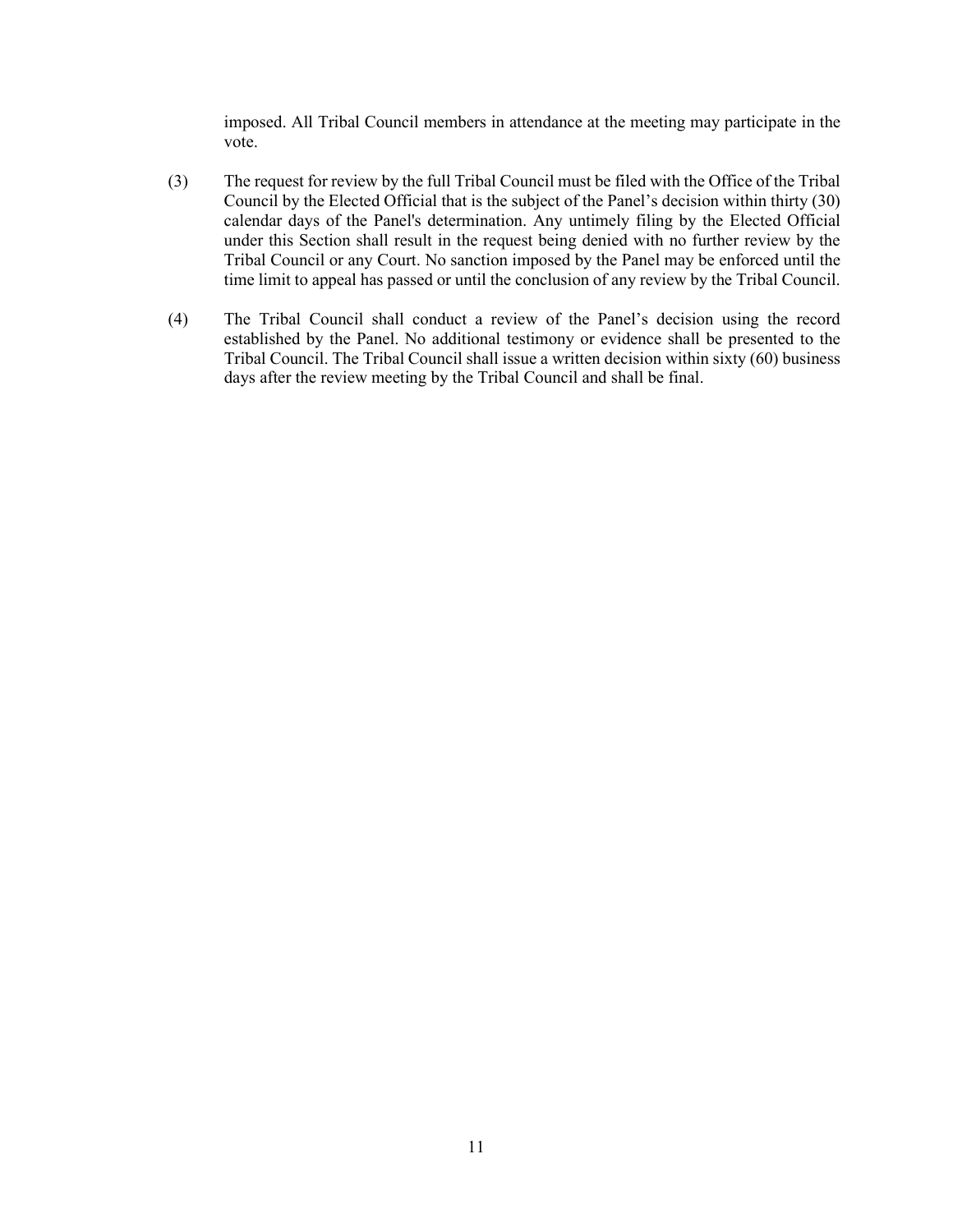imposed. All Tribal Council members in attendance at the meeting may participate in the vote.

(3) The request for review by the full Tribal Council must be filed with the Office of the Tribal Council by the Elected Official that is the subject of the Panel's decision within thirty (30) calendar days of the Panel's determination. Any untimely filing by the Elected Official under this Section shall result in the request being denied with no further review by the Tribal Council or any Court. No sanction imposed by the Panel may be enforced until the time limit to appeal has passed or until the conclusion of any review by the Tribal Council.

(4) The Tribal Council shall conduct a review of the Panel's decision using the record established by the Panel. No additional testimony or evidence shall be presented to the Tribal Council. The Tribal Council shall issue a written decision within sixty (60) business days after the review meeting by the Tribal Council and shall be final.